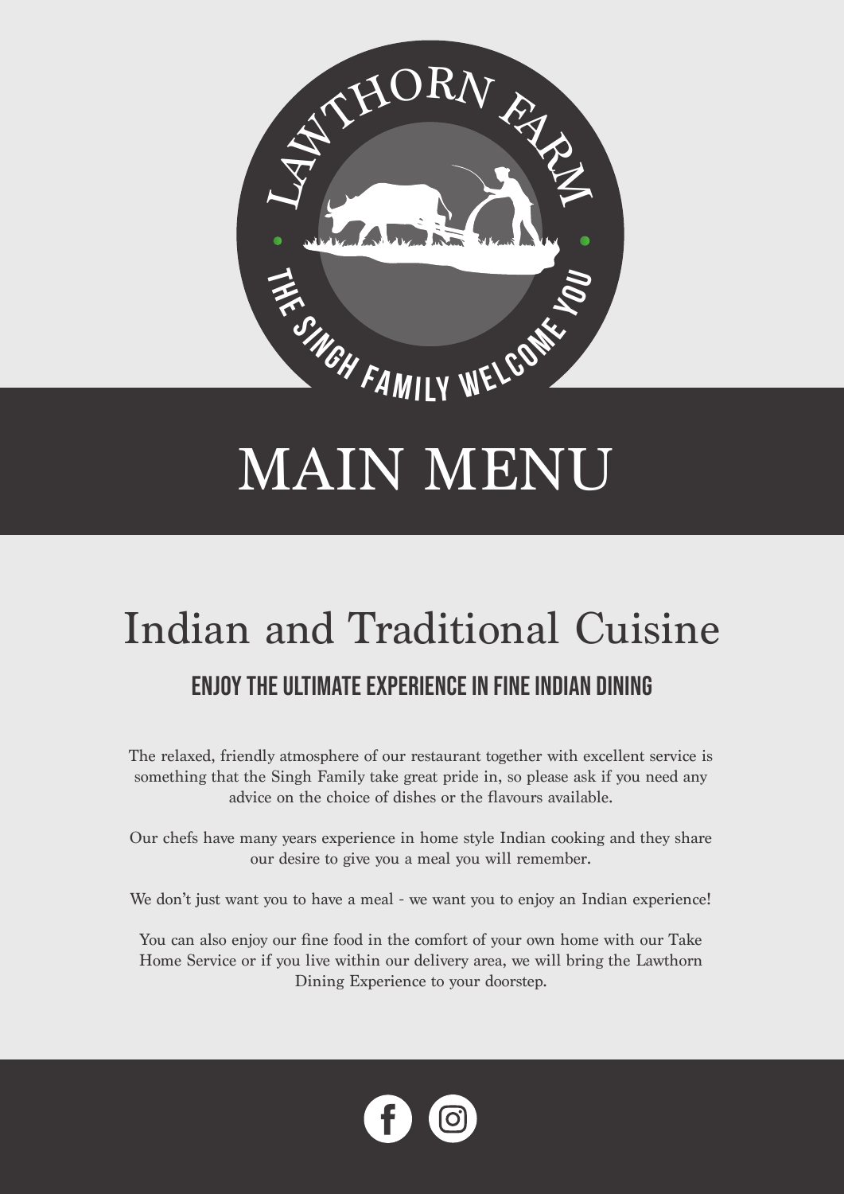LAWTHORN FARM

THE SINGH FAMILY WELCOME YOU

# MAIN MENU

## Indian and Traditional Cuisine

### ENJOY THE ULTIMATE EXPERIENCE IN FINE INDIAN DINING

The relaxed, friendly atmosphere of our restaurant together with excellent service is something that the Singh Family take great pride in, so please ask if you need any advice on the choice of dishes or the flavours available.

Our chefs have many years experience in home style Indian cooking and they share our desire to give you a meal you will remember.

We don't just want you to have a meal - we want you to enjoy an Indian experience!

You can also enjoy our fine food in the comfort of your own home with our Take Home Service or if you live within our delivery area, we will bring the Lawthorn Dining Experience to your doorstep.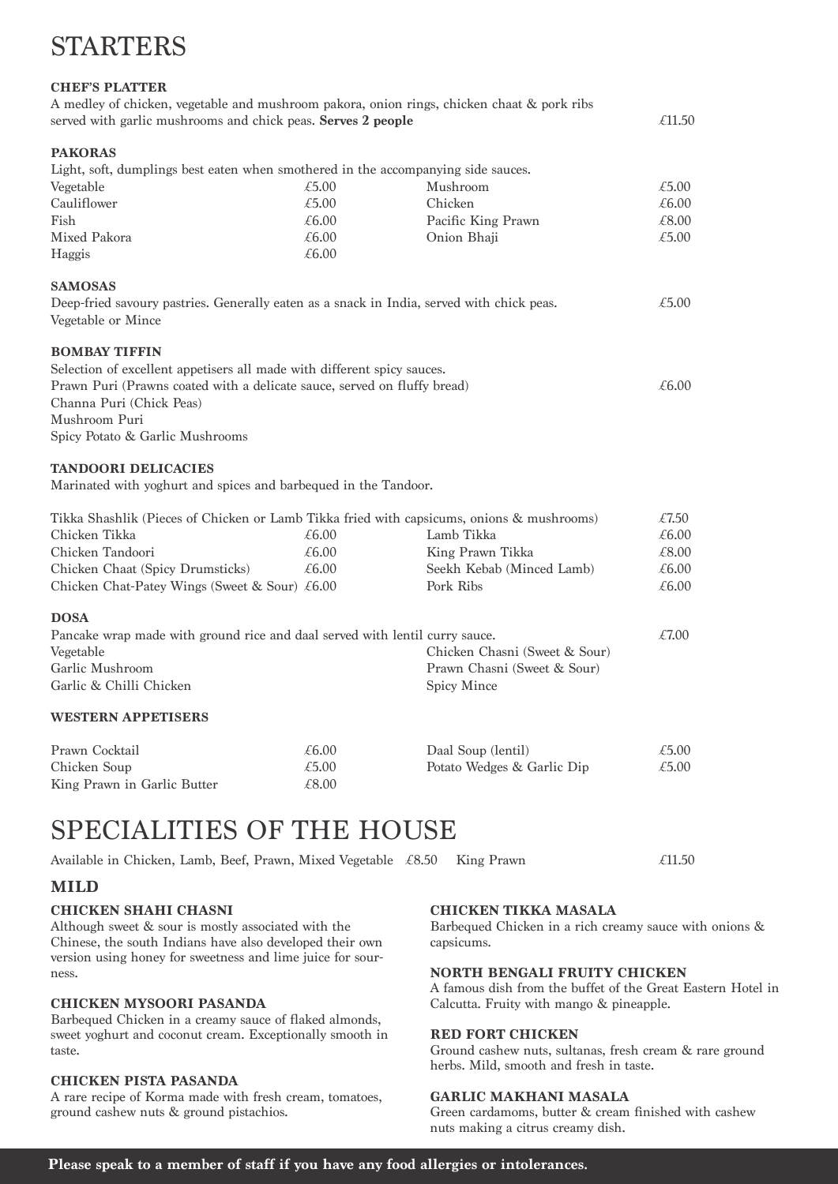# STARTERS

### CHEF'S PLATTER

A medley of chicken, vegetable and mushroom pakora, onion rings, chicken chaat & pork ribs served with garlic mushrooms and chick peas. **Serves 2 people** £11.50

### PAKORAS

Light, soft, dumplings best eaten when smothered in the accompanying side sauces.

| | | | |
|---|---|---|---|
| Vegetable | £5.00 | Mushroom | £5.00 |
| Cauliflower | £5.00 | Chicken | £6.00 |
| Fish | £6.00 | Pacific King Prawn | £8.00 |
| Mixed Pakora | £6.00 | Onion Bhaji | £5.00 |
| Haggis | £6.00 | | |

### SAMOSAS

Deep-fried savoury pastries. Generally eaten as a snack in India, served with chick peas. £5.00

Vegetable or Mince

### BOMBAY TIFFIN

Selection of excellent appetisers all made with different spicy sauces.

Prawn Puri (Prawns coated with a delicate sauce, served on fluffy bread) £6.00

Channa Puri (Chick Peas)

Mushroom Puri

Spicy Potato & Garlic Mushrooms

### TANDOORI DELICACIES

Marinated with yoghurt and spices and barbequed in the Tandoor.

Tikka Shashlik (Pieces of Chicken or Lamb Tikka fried with capsicums, onions & mushrooms) £7.50

| | | | |
|---|---|---|---|
| Chicken Tikka | £6.00 | Lamb Tikka | £6.00 |
| Chicken Tandoori | £6.00 | King Prawn Tikka | £8.00 |
| Chicken Chaat (Spicy Drumsticks) | £6.00 | Seekh Kebab (Minced Lamb) | £6.00 |
| Chicken Chat-Patey Wings (Sweet & Sour) | £6.00 | Pork Ribs | £6.00 |

### DOSA

Pancake wrap made with ground rice and daal served with lentil curry sauce. £7.00

| | |
|---|---|
| Vegetable | Chicken Chasni (Sweet & Sour) |
| Garlic Mushroom | Prawn Chasni (Sweet & Sour) |
| Garlic & Chilli Chicken | Spicy Mince |

### WESTERN APPETISERS

| | | | |
|---|---|---|---|
| Prawn Cocktail | £6.00 | Daal Soup (lentil) | £5.00 |
| Chicken Soup | £5.00 | Potato Wedges & Garlic Dip | £5.00 |
| King Prawn in Garlic Butter | £8.00 | | |

# SPECIALITIES OF THE HOUSE

Available in Chicken, Lamb, Beef, Prawn, Mixed Vegetable £8.50 King Prawn £11.50

## MILD

### CHICKEN SHAHI CHASNI

Although sweet & sour is mostly associated with the Chinese, the south Indians have also developed their own version using honey for sweetness and lime juice for sourness.

### CHICKEN MYSOORI PASANDA

Barbequed Chicken in a creamy sauce of flaked almonds, sweet yoghurt and coconut cream. Exceptionally smooth in taste.

### CHICKEN PISTA PASANDA

A rare recipe of Korma made with fresh cream, tomatoes, ground cashew nuts & ground pistachios.

### CHICKEN TIKKA MASALA

Barbequed Chicken in a rich creamy sauce with onions & capsicums.

### NORTH BENGALI FRUITY CHICKEN

A famous dish from the buffet of the Great Eastern Hotel in Calcutta. Fruity with mango & pineapple.

### RED FORT CHICKEN

Ground cashew nuts, sultanas, fresh cream & rare ground herbs. Mild, smooth and fresh in taste.

### GARLIC MAKHANI MASALA

Green cardamoms, butter & cream finished with cashew nuts making a citrus creamy dish.

**Please speak to a member of staff if you have any food allergies or intolerances.**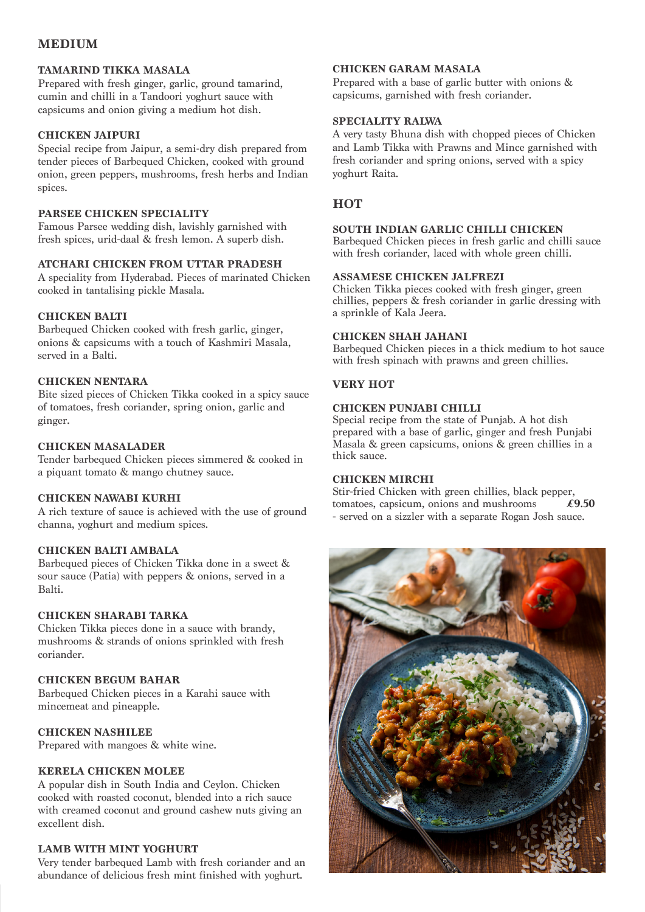## MEDIUM

### TAMARIND TIKKA MASALA
Prepared with fresh ginger, garlic, ground tamarind, cumin and chilli in a Tandoori yoghurt sauce with capsicums and onion giving a medium hot dish.

### CHICKEN JAIPURI
Special recipe from Jaipur, a semi-dry dish prepared from tender pieces of Barbequed Chicken, cooked with ground onion, green peppers, mushrooms, fresh herbs and Indian spices.

### PARSEE CHICKEN SPECIALITY
Famous Parsee wedding dish, lavishly garnished with fresh spices, urid-daal & fresh lemon. A superb dish.

### ATCHARI CHICKEN FROM UTTAR PRADESH
A speciality from Hyderabad. Pieces of marinated Chicken cooked in tantalising pickle Masala.

### CHICKEN BALTI
Barbequed Chicken cooked with fresh garlic, ginger, onions & capsicums with a touch of Kashmiri Masala, served in a Balti.

### CHICKEN NENTARA
Bite sized pieces of Chicken Tikka cooked in a spicy sauce of tomatoes, fresh coriander, spring onion, garlic and ginger.

### CHICKEN MASALADER
Tender barbequed Chicken pieces simmered & cooked in a piquant tomato & mango chutney sauce.

### CHICKEN NAWABI KURHI
A rich texture of sauce is achieved with the use of ground channa, yoghurt and medium spices.

### CHICKEN BALTI AMBALA
Barbequed pieces of Chicken Tikka done in a sweet & sour sauce (Patia) with peppers & onions, served in a Balti.

### CHICKEN SHARABI TARKA
Chicken Tikka pieces done in a sauce with brandy, mushrooms & strands of onions sprinkled with fresh coriander.

### CHICKEN BEGUM BAHAR
Barbequed Chicken pieces in a Karahi sauce with mincemeat and pineapple.

### CHICKEN NASHILEE
Prepared with mangoes & white wine.

### KERELA CHICKEN MOLEE
A popular dish in South India and Ceylon. Chicken cooked with roasted coconut, blended into a rich sauce with creamed coconut and ground cashew nuts giving an excellent dish.

### LAMB WITH MINT YOGHURT
Very tender barbequed Lamb with fresh coriander and an abundance of delicious fresh mint finished with yoghurt.

### CHICKEN GARAM MASALA
Prepared with a base of garlic butter with onions & capsicums, garnished with fresh coriander.

### SPECIALITY RALWA
A very tasty Bhuna dish with chopped pieces of Chicken and Lamb Tikka with Prawns and Mince garnished with fresh coriander and spring onions, served with a spicy yoghurt Raita.

## HOT

### SOUTH INDIAN GARLIC CHILLI CHICKEN
Barbequed Chicken pieces in fresh garlic and chilli sauce with fresh coriander, laced with whole green chilli.

### ASSAMESE CHICKEN JALFREZI
Chicken Tikka pieces cooked with fresh ginger, green chillies, peppers & fresh coriander in garlic dressing with a sprinkle of Kala Jeera.

### CHICKEN SHAH JAHANI
Barbequed Chicken pieces in a thick medium to hot sauce with fresh spinach with prawns and green chillies.

## VERY HOT

### CHICKEN PUNJABI CHILLI
Special recipe from the state of Punjab. A hot dish prepared with a base of garlic, ginger and fresh Punjabi Masala & green capsicums, onions & green chillies in a thick sauce.

### CHICKEN MIRCHI
Stir-fried Chicken with green chillies, black pepper, tomatoes, capsicum, onions and mushrooms **£9.50**
- served on a sizzler with a separate Rogan Josh sauce.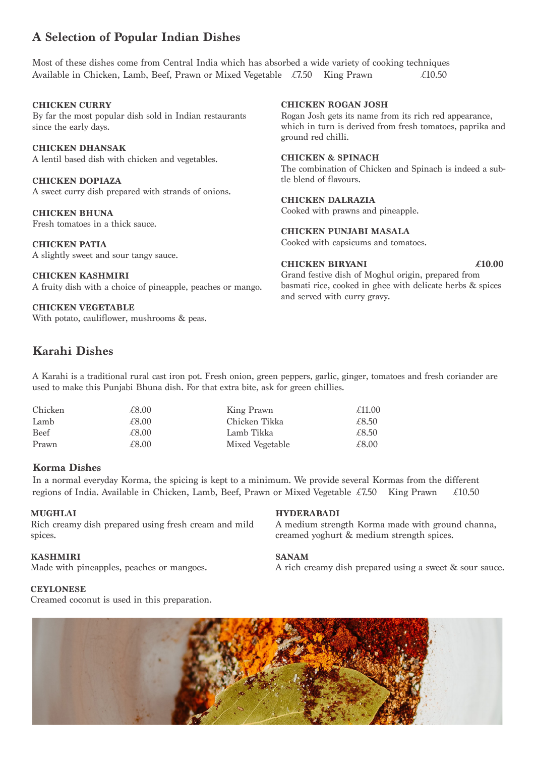## A Selection of Popular Indian Dishes

Most of these dishes come from Central India which has absorbed a wide variety of cooking techniques
Available in Chicken, Lamb, Beef, Prawn or Mixed Vegetable £7.50 King Prawn £10.50

**CHICKEN CURRY**
By far the most popular dish sold in Indian restaurants since the early days.

**CHICKEN DHANSAK**
A lentil based dish with chicken and vegetables.

**CHICKEN DOPIAZA**
A sweet curry dish prepared with strands of onions.

**CHICKEN BHUNA**
Fresh tomatoes in a thick sauce.

**CHICKEN PATIA**
A slightly sweet and sour tangy sauce.

**CHICKEN KASHMIRI**
A fruity dish with a choice of pineapple, peaches or mango.

**CHICKEN VEGETABLE**
With potato, cauliflower, mushrooms & peas.

**CHICKEN ROGAN JOSH**
Rogan Josh gets its name from its rich red appearance, which in turn is derived from fresh tomatoes, paprika and ground red chilli.

**CHICKEN & SPINACH**
The combination of Chicken and Spinach is indeed a subtle blend of flavours.

**CHICKEN DALRAZIA**
Cooked with prawns and pineapple.

**CHICKEN PUNJABI MASALA**
Cooked with capsicums and tomatoes.

**CHICKEN BIRYANI** **£10.00**
Grand festive dish of Moghul origin, prepared from basmati rice, cooked in ghee with delicate herbs & spices and served with curry gravy.

## Karahi Dishes

A Karahi is a traditional rural cast iron pot. Fresh onion, green peppers, garlic, ginger, tomatoes and fresh coriander are used to make this Punjabi Bhuna dish. For that extra bite, ask for green chillies.

| | | | |
|---|---|---|---|
| Chicken | £8.00 | King Prawn | £11.00 |
| Lamb | £8.00 | Chicken Tikka | £8.50 |
| Beef | £8.00 | Lamb Tikka | £8.50 |
| Prawn | £8.00 | Mixed Vegetable | £8.00 |

### Korma Dishes

In a normal everyday Korma, the spicing is kept to a minimum. We provide several Kormas from the different regions of India. Available in Chicken, Lamb, Beef, Prawn or Mixed Vegetable £7.50 King Prawn £10.50

**MUGHLAI**
Rich creamy dish prepared using fresh cream and mild spices.

**KASHMIRI**
Made with pineapples, peaches or mangoes.

**CEYLONESE**
Creamed coconut is used in this preparation.

**HYDERABADI**
A medium strength Korma made with ground channa, creamed yoghurt & medium strength spices.

**SANAM**
A rich creamy dish prepared using a sweet & sour sauce.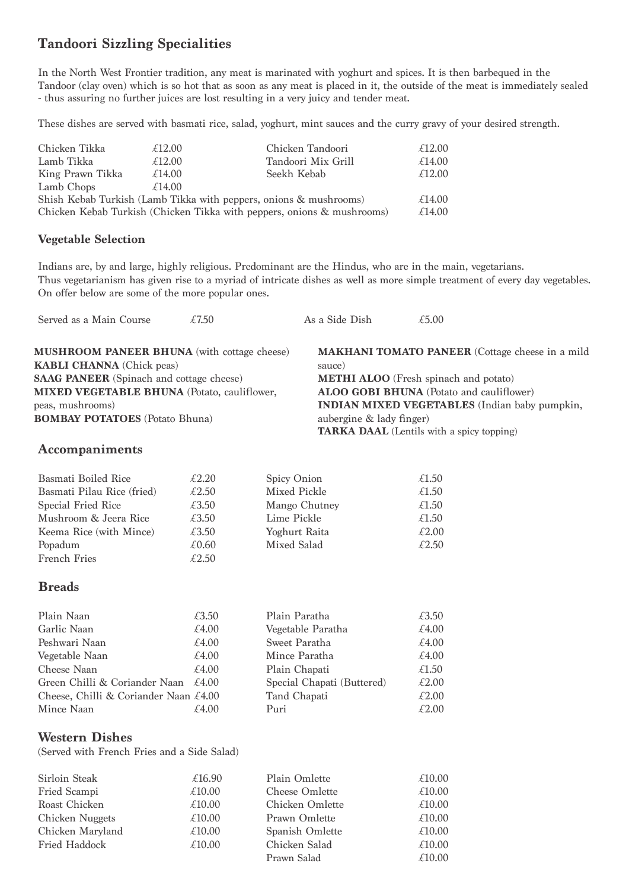## Tandoori Sizzling Specialities

In the North West Frontier tradition, any meat is marinated with yoghurt and spices. It is then barbequed in the Tandoor (clay oven) which is so hot that as soon as any meat is placed in it, the outside of the meat is immediately sealed - thus assuring no further juices are lost resulting in a very juicy and tender meat.

These dishes are served with basmati rice, salad, yoghurt, mint sauces and the curry gravy of your desired strength.

| | | | |
|---|---|---|---|
| Chicken Tikka | £12.00 | Chicken Tandoori | £12.00 |
| Lamb Tikka | £12.00 | Tandoori Mix Grill | £14.00 |
| King Prawn Tikka | £14.00 | Seekh Kebab | £12.00 |
| Lamb Chops | £14.00 | | |

| | |
|---|---|
| Shish Kebab Turkish (Lamb Tikka with peppers, onions & mushrooms) | £14.00 |
| Chicken Kebab Turkish (Chicken Tikka with peppers, onions & mushrooms) | £14.00 |

### Vegetable Selection

Indians are, by and large, highly religious. Predominant are the Hindus, who are in the main, vegetarians. Thus vegetarianism has given rise to a myriad of intricate dishes as well as more simple treatment of every day vegetables. On offer below are some of the more popular ones.

| | | | |
|---|---|---|---|
| Served as a Main Course | £7.50 | As a Side Dish | £5.00 |

**MUSHROOM PANEER BHUNA** (with cottage cheese)
**KABLI CHANNA** (Chick peas)
**SAAG PANEER** (Spinach and cottage cheese)
**MIXED VEGETABLE BHUNA** (Potato, cauliflower, peas, mushrooms)
**BOMBAY POTATOES** (Potato Bhuna)
**MAKHANI TOMATO PANEER** (Cottage cheese in a mild sauce)
**METHI ALOO** (Fresh spinach and potato)
**ALOO GOBI BHUNA** (Potato and cauliflower)
**INDIAN MIXED VEGETABLES** (Indian baby pumpkin, aubergine & lady finger)
**TARKA DAAL** (Lentils with a spicy topping)

### Accompaniments

| | | | |
|---|---|---|---|
| Basmati Boiled Rice | £2.20 | Spicy Onion | £1.50 |
| Basmati Pilau Rice (fried) | £2.50 | Mixed Pickle | £1.50 |
| Special Fried Rice | £3.50 | Mango Chutney | £1.50 |
| Mushroom & Jeera Rice | £3.50 | Lime Pickle | £1.50 |
| Keema Rice (with Mince) | £3.50 | Yoghurt Raita | £2.00 |
| Popadum | £0.60 | Mixed Salad | £2.50 |
| French Fries | £2.50 | | |

### Breads

| | | | |
|---|---|---|---|
| Plain Naan | £3.50 | Plain Paratha | £3.50 |
| Garlic Naan | £4.00 | Vegetable Paratha | £4.00 |
| Peshwari Naan | £4.00 | Sweet Paratha | £4.00 |
| Vegetable Naan | £4.00 | Mince Paratha | £4.00 |
| Cheese Naan | £4.00 | Plain Chapati | £1.50 |
| Green Chilli & Coriander Naan | £4.00 | Special Chapati (Buttered) | £2.00 |
| Cheese, Chilli & Coriander Naan | £4.00 | Tand Chapati | £2.00 |
| Mince Naan | £4.00 | Puri | £2.00 |

### Western Dishes

(Served with French Fries and a Side Salad)

| | | | |
|---|---|---|---|
| Sirloin Steak | £16.90 | Plain Omlette | £10.00 |
| Fried Scampi | £10.00 | Cheese Omlette | £10.00 |
| Roast Chicken | £10.00 | Chicken Omlette | £10.00 |
| Chicken Nuggets | £10.00 | Prawn Omlette | £10.00 |
| Chicken Maryland | £10.00 | Spanish Omlette | £10.00 |
| Fried Haddock | £10.00 | Chicken Salad | £10.00 |
| | | Prawn Salad | £10.00 |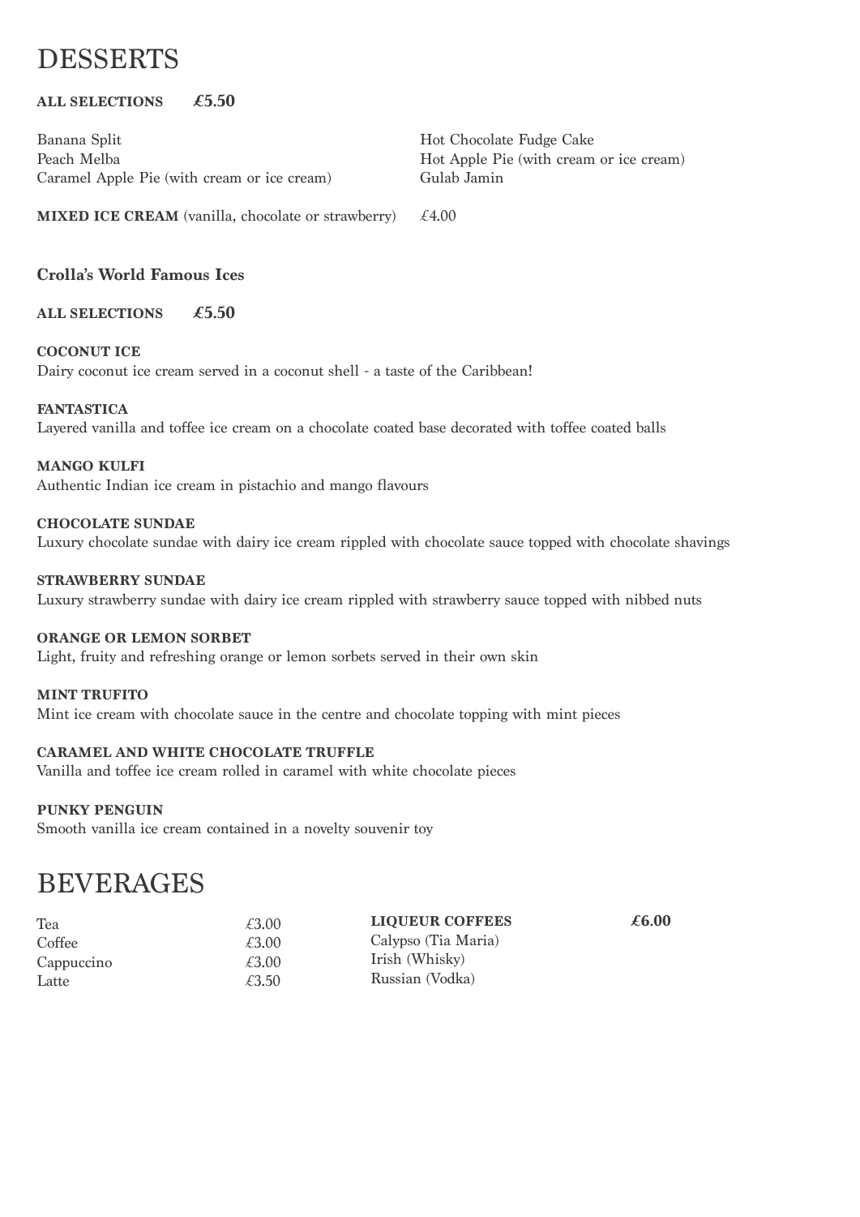# DESSERTS

**ALL SELECTIONS £5.50**

Banana Split
Peach Melba
Caramel Apple Pie (with cream or ice cream)
Hot Chocolate Fudge Cake
Hot Apple Pie (with cream or ice cream)
Gulab Jamin

**MIXED ICE CREAM** (vanilla, chocolate or strawberry) £4.00

### Crolla's World Famous Ices

**ALL SELECTIONS £5.50**

**COCONUT ICE**
Dairy coconut ice cream served in a coconut shell - a taste of the Caribbean!

**FANTASTICA**
Layered vanilla and toffee ice cream on a chocolate coated base decorated with toffee coated balls

**MANGO KULFI**
Authentic Indian ice cream in pistachio and mango flavours

**CHOCOLATE SUNDAE**
Luxury chocolate sundae with dairy ice cream rippled with chocolate sauce topped with chocolate shavings

**STRAWBERRY SUNDAE**
Luxury strawberry sundae with dairy ice cream rippled with strawberry sauce topped with nibbed nuts

**ORANGE OR LEMON SORBET**
Light, fruity and refreshing orange or lemon sorbets served in their own skin

**MINT TRUFITO**
Mint ice cream with chocolate sauce in the centre and chocolate topping with mint pieces

**CARAMEL AND WHITE CHOCOLATE TRUFFLE**
Vanilla and toffee ice cream rolled in caramel with white chocolate pieces

**PUNKY PENGUIN**
Smooth vanilla ice cream contained in a novelty souvenir toy

# BEVERAGES

| | |
|---|---|
| Tea | £3.00 |
| Coffee | £3.00 |
| Cappuccino | £3.00 |
| Latte | £3.50 |

**LIQUEUR COFFEES £6.00**

Calypso (Tia Maria)
Irish (Whisky)
Russian (Vodka)